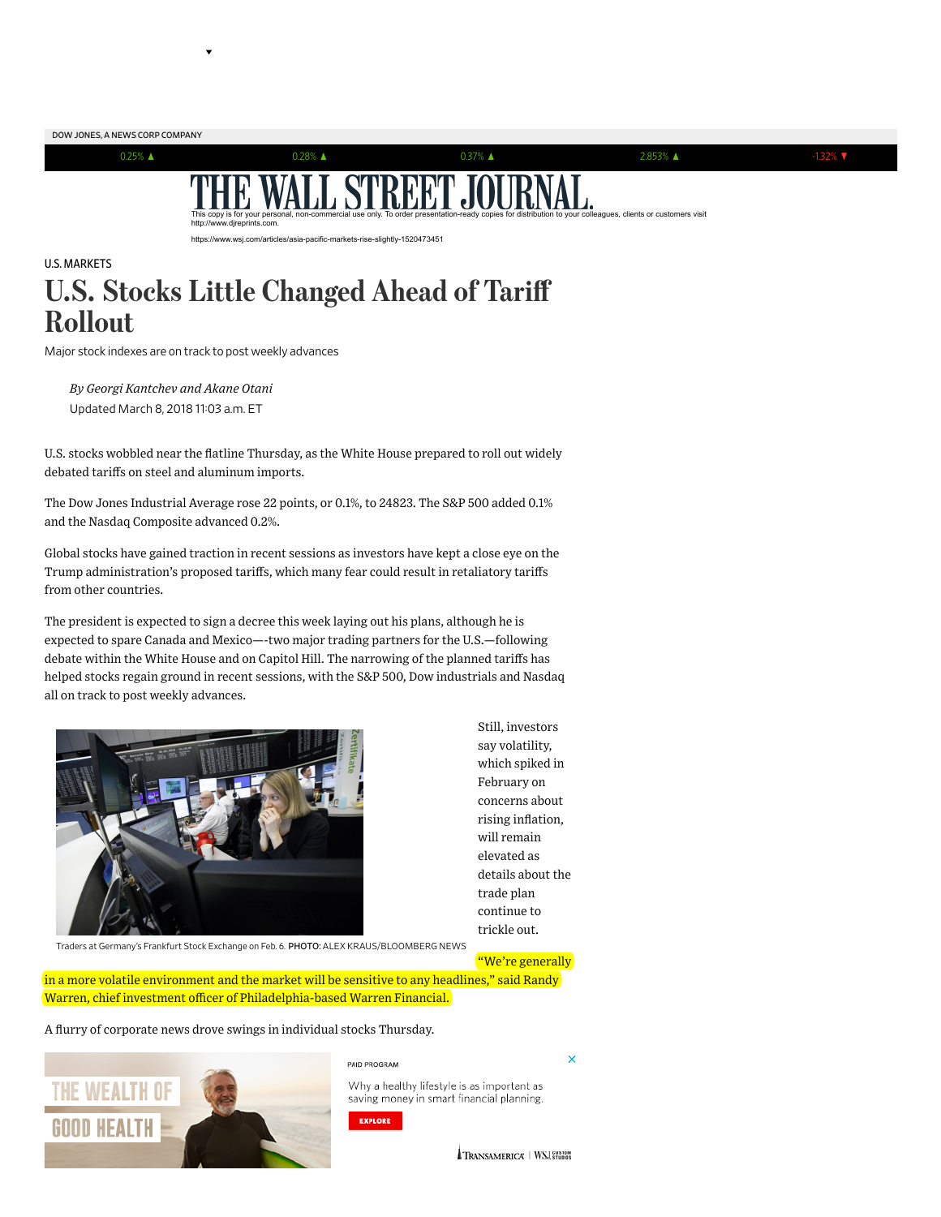DOW JONES, A NEWS CORP COMPANY

THE WALL STREET JOURNAL.

This copy is for your personal, non-commercial use only. To order presentation-ready copies for distribution to your colleagues, clients or customers visit http://www.djreprints.com.

https://www.wsj.com/articles/asia-pacific-markets-rise-slightly-1520473451

U.S. MARKETS

# U.S. Stocks Little Changed Ahead of Tariff Rollout

Major stock indexes are on track to post weekly advances

*By Georgi Kantchev and Akane Otani*

Updated March 8, 2018 11:03 a.m. ET

U.S. stocks wobbled near the flatline Thursday, as the White House prepared to roll out widely debated tariffs on steel and aluminum imports.

The Dow Jones Industrial Average rose 22 points, or 0.1%, to 24823. The S&P 500 added 0.1% and the Nasdaq Composite advanced 0.2%.

Global stocks have gained traction in recent sessions as investors have kept a close eye on the Trump administration's proposed tariffs, which many fear could result in retaliatory tariffs from other countries.

The president is expected to sign a decree this week laying out his plans, although he is expected to spare Canada and Mexico—-two major trading partners for the U.S.—following debate within the White House and on Capitol Hill. The narrowing of the planned tariffs has helped stocks regain ground in recent sessions, with the S&P 500, Dow industrials and Nasdaq all on track to post weekly advances.

Traders at Germany's Frankfurt Stock Exchange on Feb. 6. PHOTO: ALEX KRAUS/BLOOMBERG NEWS

Still, investors say volatility, which spiked in February on concerns about rising inflation, will remain elevated as details about the trade plan continue to trickle out.

"We're generally in a more volatile environment and the market will be sensitive to any headlines," said Randy Warren, chief investment officer of Philadelphia-based Warren Financial.

A flurry of corporate news drove swings in individual stocks Thursday.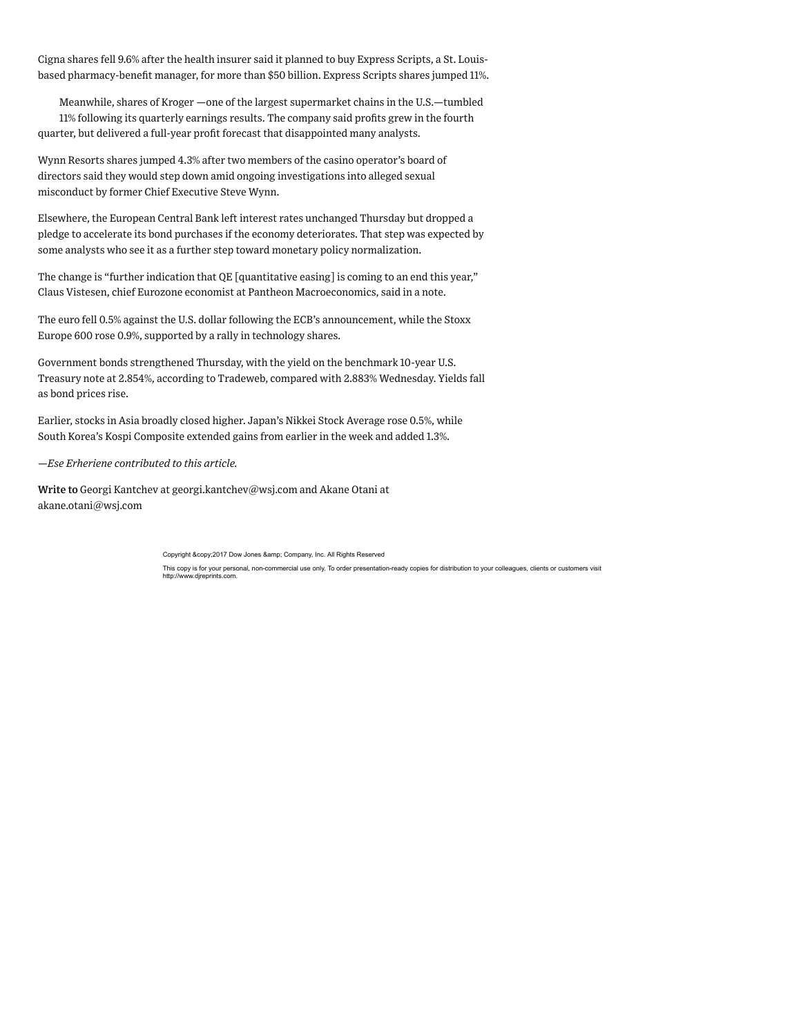Cigna shares fell 9.6% after the health insurer said it planned to buy Express Scripts, a St. Louis-based pharmacy-benefit manager, for more than $50 billion. Express Scripts shares jumped 11%.

Meanwhile, shares of Kroger —one of the largest supermarket chains in the U.S.—tumbled 11% following its quarterly earnings results. The company said profits grew in the fourth quarter, but delivered a full-year profit forecast that disappointed many analysts.

Wynn Resorts shares jumped 4.3% after two members of the casino operator's board of directors said they would step down amid ongoing investigations into alleged sexual misconduct by former Chief Executive Steve Wynn.

Elsewhere, the European Central Bank left interest rates unchanged Thursday but dropped a pledge to accelerate its bond purchases if the economy deteriorates. That step was expected by some analysts who see it as a further step toward monetary policy normalization.

The change is "further indication that QE [quantitative easing] is coming to an end this year," Claus Vistesen, chief Eurozone economist at Pantheon Macroeconomics, said in a note.

The euro fell 0.5% against the U.S. dollar following the ECB's announcement, while the Stoxx Europe 600 rose 0.9%, supported by a rally in technology shares.

Government bonds strengthened Thursday, with the yield on the benchmark 10-year U.S. Treasury note at 2.854%, according to Tradeweb, compared with 2.883% Wednesday. Yields fall as bond prices rise.

Earlier, stocks in Asia broadly closed higher. Japan's Nikkei Stock Average rose 0.5%, while South Korea's Kospi Composite extended gains from earlier in the week and added 1.3%.

*—Ese Erheriene contributed to this article.*

**Write to** Georgi Kantchev at georgi.kantchev@wsj.com and Akane Otani at akane.otani@wsj.com

Copyright &copy;2017 Dow Jones &amp; Company, Inc. All Rights Reserved

This copy is for your personal, non-commercial use only. To order presentation-ready copies for distribution to your colleagues, clients or customers visit http://www.djreprints.com.